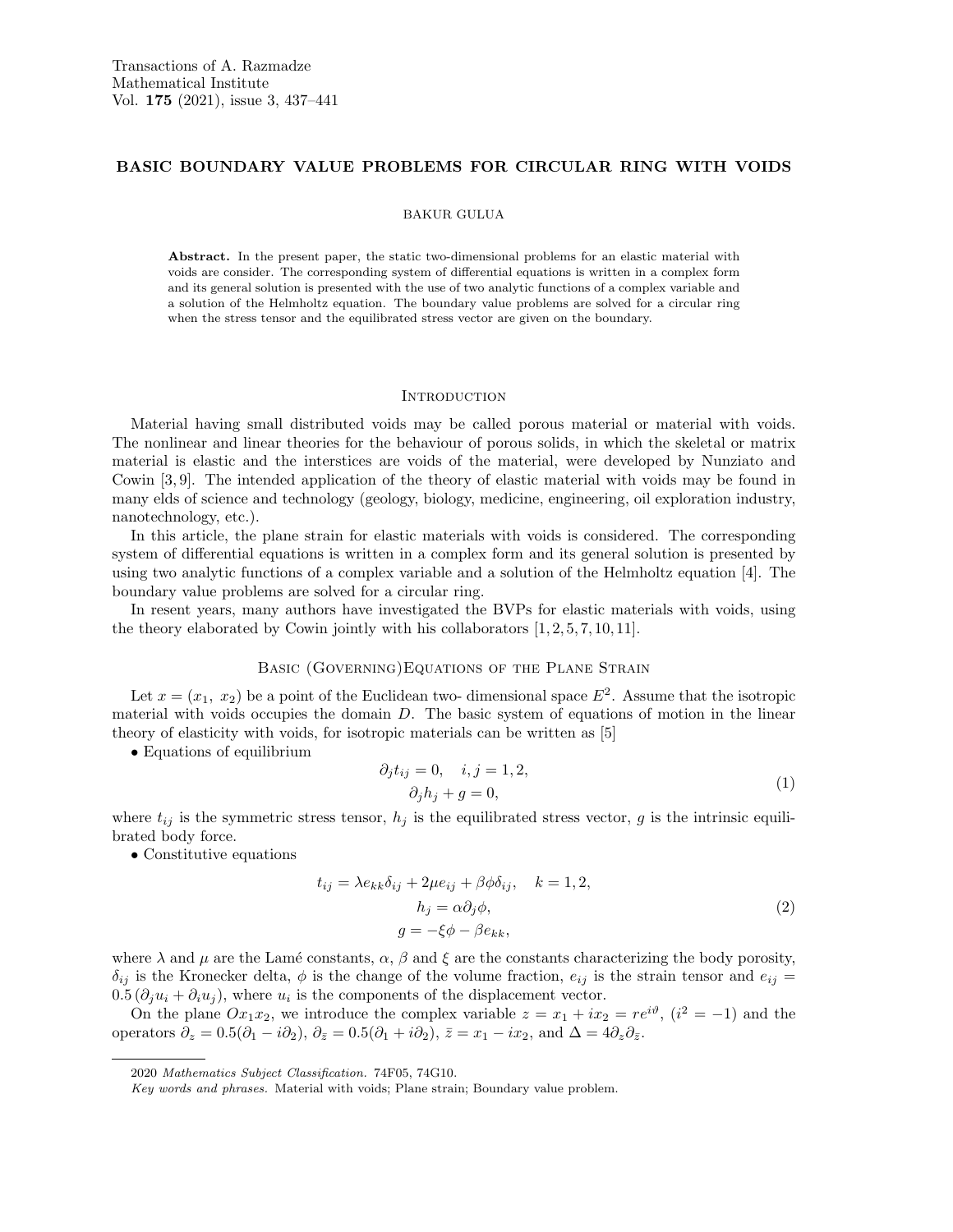# BASIC BOUNDARY VALUE PROBLEMS FOR CIRCULAR RING WITH VOIDS

BAKUR GULUA

**Abstract.** In the present paper, the static two-dimensional problems for an elastic material with voids are consider. The corresponding system of differential equations is written in a complex form and its general solution is presented with the use of two analytic functions of a complex variable and a solution of the Helmholtz equation. The boundary value problems are solved for a circular ring when the stress tensor and the equilibrated stress vector are given on the boundary.

## Introduction

Material having small distributed voids may be called porous material or material with voids. The nonlinear and linear theories for the behaviour of porous solids, in which the skeletal or matrix material is elastic and the interstices are voids of the material, were developed by Nunziato and Cowin [3, 9]. The intended application of the theory of elastic material with voids may be found in many elds of science and technology (geology, biology, medicine, engineering, oil exploration industry, nanotechnology, etc.).

In this article, the plane strain for elastic materials with voids is considered. The corresponding system of differential equations is written in a complex form and its general solution is presented by using two analytic functions of a complex variable and a solution of the Helmholtz equation [4]. The boundary value problems are solved for a circular ring.

In resent years, many authors have investigated the BVPs for elastic materials with voids, using the theory elaborated by Cowin jointly with his collaborators [1, 2, 5, 7, 10, 11].

## Basic (Governing)Equations of the Plane Strain

Let $x = (x_1,\ x_2)$ be a point of the Euclidean two- dimensional space $E^2$. Assume that the isotropic material with voids occupies the domain $D$. The basic system of equations of motion in the linear theory of elasticity with voids, for isotropic materials can be written as [5]

• Equations of equilibrium

$$\begin{gathered} \partial_j t_{ij} = 0, \quad i,j = 1,2, \\ \partial_j h_j + g = 0, \end{gathered} \tag{1}$$

where $t_{ij}$ is the symmetric stress tensor, $h_j$ is the equilibrated stress vector, $g$ is the intrinsic equilibrated body force.

• Constitutive equations

$$\begin{gathered} t_{ij} = \lambda e_{kk}\delta_{ij} + 2\mu e_{ij} + \beta\phi\delta_{ij}, \quad k = 1,2, \\ h_j = \alpha\partial_j\phi, \\ g = -\xi\phi - \beta e_{kk}, \end{gathered} \tag{2}$$

where $\lambda$ and $\mu$ are the Lamé constants, $\alpha$, $\beta$ and $\xi$ are the constants characterizing the body porosity, $\delta_{ij}$ is the Kronecker delta, $\phi$ is the change of the volume fraction, $e_{ij}$ is the strain tensor and $e_{ij} = 0.5\,(\partial_j u_i + \partial_i u_j)$, where $u_i$ is the components of the displacement vector.

On the plane $Ox_1x_2$, we introduce the complex variable $z = x_1 + ix_2 = re^{i\vartheta}$, $(i^2 = -1)$ and the operators $\partial_z = 0.5(\partial_1 - i\partial_2)$, $\partial_{\bar{z}} = 0.5(\partial_1 + i\partial_2)$, $\bar{z} = x_1 - ix_2$, and $\Delta = 4\partial_z\partial_{\bar{z}}$.

---

2020 *Mathematics Subject Classification.* 74F05, 74G10.

*Key words and phrases.* Material with voids; Plane strain; Boundary value problem.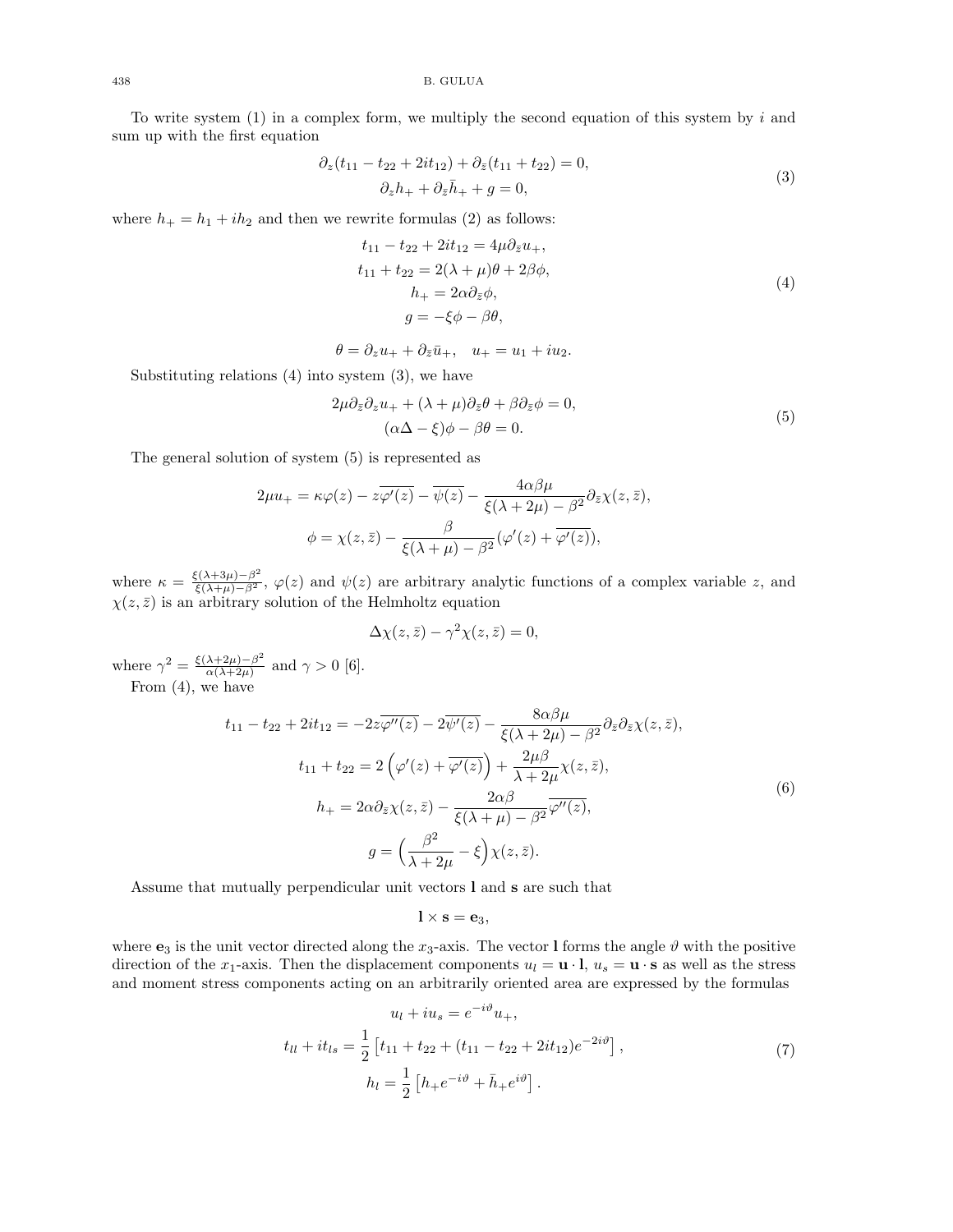To write system (1) in a complex form, we multiply the second equation of this system by $i$ and sum up with the first equation

$$
\begin{gathered}
\partial_z(t_{11} - t_{22} + 2it_{12}) + \partial_{\bar{z}}(t_{11} + t_{22}) = 0, \\
\partial_z h_+ + \partial_{\bar{z}} \bar{h}_+ + g = 0,
\end{gathered}
\tag{3}
$$

where $h_+ = h_1 + ih_2$ and then we rewrite formulas (2) as follows:

$$
\begin{gathered}
t_{11} - t_{22} + 2it_{12} = 4\mu \partial_{\bar{z}} u_+, \\
t_{11} + t_{22} = 2(\lambda + \mu)\theta + 2\beta\phi, \\
h_+ = 2\alpha \partial_{\bar{z}} \phi, \\
g = -\xi\phi - \beta\theta,
\end{gathered}
\tag{4}
$$

$$
\theta = \partial_z u_+ + \partial_{\bar{z}} \bar{u}_+, \quad u_+ = u_1 + iu_2.
$$

Substituting relations (4) into system (3), we have

$$
\begin{gathered}
2\mu \partial_{\bar{z}} \partial_z u_+ + (\lambda + \mu) \partial_{\bar{z}} \theta + \beta \partial_{\bar{z}} \phi = 0, \\
(\alpha \Delta - \xi)\phi - \beta\theta = 0.
\end{gathered}
\tag{5}
$$

The general solution of system (5) is represented as

$$
\begin{gathered}
2\mu u_+ = \kappa\varphi(z) - z\overline{\varphi'(z)} - \overline{\psi(z)} - \frac{4\alpha\beta\mu}{\xi(\lambda + 2\mu) - \beta^2} \partial_{\bar{z}} \chi(z, \bar{z}), \\
\phi = \chi(z, \bar{z}) - \frac{\beta}{\xi(\lambda + \mu) - \beta^2} (\varphi'(z) + \overline{\varphi'(z)}),
\end{gathered}
$$

where $\kappa = \frac{\xi(\lambda+3\mu)-\beta^2}{\xi(\lambda+\mu)-\beta^2}$, $\varphi(z)$ and $\psi(z)$ are arbitrary analytic functions of a complex variable $z$, and $\chi(z, \bar{z})$ is an arbitrary solution of the Helmholtz equation

$$
\Delta\chi(z, \bar{z}) - \gamma^2 \chi(z, \bar{z}) = 0,
$$

where $\gamma^2 = \frac{\xi(\lambda+2\mu)-\beta^2}{\alpha(\lambda+2\mu)}$ and $\gamma > 0$ [6].

From (4), we have

$$
\begin{gathered}
t_{11} - t_{22} + 2it_{12} = -2z\overline{\varphi''(z)} - 2\overline{\psi'(z)} - \frac{8\alpha\beta\mu}{\xi(\lambda + 2\mu) - \beta^2} \partial_{\bar{z}} \partial_{\bar{z}} \chi(z, \bar{z}), \\
t_{11} + t_{22} = 2\left(\varphi'(z) + \overline{\varphi'(z)}\right) + \frac{2\mu\beta}{\lambda + 2\mu} \chi(z, \bar{z}), \\
h_+ = 2\alpha \partial_{\bar{z}} \chi(z, \bar{z}) - \frac{2\alpha\beta}{\xi(\lambda + \mu) - \beta^2} \overline{\varphi''(z)}, \\
g = \left(\frac{\beta^2}{\lambda + 2\mu} - \xi\right) \chi(z, \bar{z}).
\end{gathered}
\tag{6}
$$

Assume that mutually perpendicular unit vectors $\mathbf{l}$ and $\mathbf{s}$ are such that

$$
\mathbf{l} \times \mathbf{s} = \mathbf{e}_3,
$$

where $\mathbf{e}_3$ is the unit vector directed along the $x_3$-axis. The vector $\mathbf{l}$ forms the angle $\vartheta$ with the positive direction of the $x_1$-axis. Then the displacement components $u_l = \mathbf{u} \cdot \mathbf{l}$, $u_s = \mathbf{u} \cdot \mathbf{s}$ as well as the stress and moment stress components acting on an arbitrarily oriented area are expressed by the formulas

$$
\begin{gathered}
u_l + iu_s = e^{-i\vartheta} u_+, \\
t_{ll} + it_{ls} = \frac{1}{2}\left[t_{11} + t_{22} + (t_{11} - t_{22} + 2it_{12})e^{-2i\vartheta}\right], \\
h_l = \frac{1}{2}\left[h_+ e^{-i\vartheta} + \bar{h}_+ e^{i\vartheta}\right].
\end{gathered}
\tag{7}
$$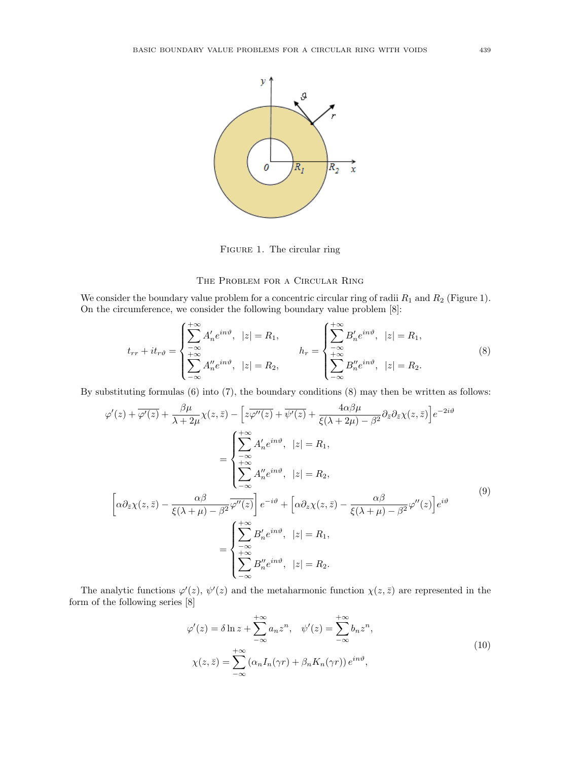Figure 1. The circular ring

## The Problem for a Circular Ring

We consider the boundary value problem for a concentric circular ring of radii $R_1$ and $R_2$ (Figure 1). On the circumference, we consider the following boundary value problem [8]:

$$t_{rr} + it_{r\vartheta} = \begin{cases} \sum\limits_{-\infty}^{+\infty} A'_n e^{in\vartheta}, & |z| = R_1, \\ \sum\limits_{-\infty}^{+\infty} A''_n e^{in\vartheta}, & |z| = R_2, \end{cases} \qquad h_r = \begin{cases} \sum\limits_{-\infty}^{+\infty} B'_n e^{in\vartheta}, & |z| = R_1, \\ \sum\limits_{-\infty}^{+\infty} B''_n e^{in\vartheta}, & |z| = R_2. \end{cases} \tag{8}$$

By substituting formulas (6) into (7), the boundary conditions (8) may then be written as follows:

$$\begin{gathered}
\varphi'(z) + \overline{\varphi'(z)} + \frac{\beta\mu}{\lambda + 2\mu}\chi(z,\bar{z}) - \Big[z\overline{\varphi''(z)} + \overline{\psi'(z)} + \frac{4\alpha\beta\mu}{\xi(\lambda+2\mu) - \beta^2}\partial_{\bar{z}}\partial_{\bar{z}}\chi(z,\bar{z})\Big]e^{-2i\vartheta} \\
= \begin{cases} \sum\limits_{-\infty}^{+\infty} A'_n e^{in\vartheta}, & |z| = R_1, \\ \sum\limits_{-\infty}^{+\infty} A''_n e^{in\vartheta}, & |z| = R_2, \end{cases} \\
\Big[\alpha\partial_{\bar{z}}\chi(z,\bar{z}) - \frac{\alpha\beta}{\xi(\lambda+\mu) - \beta^2}\overline{\varphi''(z)}\Big]e^{-i\vartheta} + \Big[\alpha\partial_z\chi(z,\bar{z}) - \frac{\alpha\beta}{\xi(\lambda+\mu) - \beta^2}\varphi''(z)\Big]e^{i\vartheta} \\
= \begin{cases} \sum\limits_{-\infty}^{+\infty} B'_n e^{in\vartheta}, & |z| = R_1, \\ \sum\limits_{-\infty}^{+\infty} B''_n e^{in\vartheta}, & |z| = R_2. \end{cases}
\end{gathered} \tag{9}$$

The analytic functions $\varphi'(z)$, $\psi'(z)$ and the metaharmonic function $\chi(z,\bar{z})$ are represented in the form of the following series [8]

$$\begin{gathered}
\varphi'(z) = \delta \ln z + \sum_{-\infty}^{+\infty} a_n z^n, \quad \psi'(z) = \sum_{-\infty}^{+\infty} b_n z^n, \\
\chi(z,\bar{z}) = \sum_{-\infty}^{+\infty} \left(\alpha_n I_n(\gamma r) + \beta_n K_n(\gamma r)\right) e^{in\vartheta},
\end{gathered} \tag{10}$$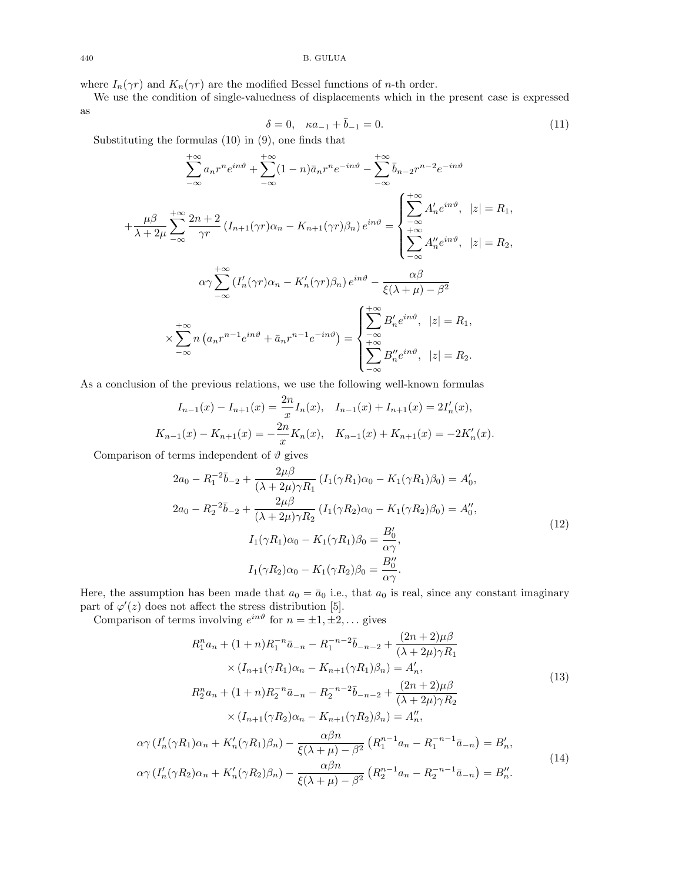where $I_n(\gamma r)$ and $K_n(\gamma r)$ are the modified Bessel functions of $n$-th order.

We use the condition of single-valuedness of displacements which in the present case is expressed as

$$\delta = 0, \quad \kappa a_{-1} + \bar{b}_{-1} = 0. \tag{11}$$

Substituting the formulas (10) in (9), one finds that

$$\sum_{-\infty}^{+\infty} a_n r^n e^{in\vartheta} + \sum_{-\infty}^{+\infty} (1-n)\bar{a}_n r^n e^{-in\vartheta} - \sum_{-\infty}^{+\infty} \bar{b}_{n-2} r^{n-2} e^{-in\vartheta}$$

$$+\frac{\mu\beta}{\lambda+2\mu} \sum_{-\infty}^{+\infty} \frac{2n+2}{\gamma r} \left(I_{n+1}(\gamma r)\alpha_n - K_{n+1}(\gamma r)\beta_n\right) e^{in\vartheta} = \begin{cases} \sum\limits_{-\infty}^{+\infty} A'_n e^{in\vartheta}, & |z| = R_1, \\ \sum\limits_{-\infty}^{+\infty} A''_n e^{in\vartheta}, & |z| = R_2, \end{cases}$$

$$\alpha\gamma \sum_{-\infty}^{+\infty} \left(I'_n(\gamma r)\alpha_n - K'_n(\gamma r)\beta_n\right) e^{in\vartheta} - \frac{\alpha\beta}{\xi(\lambda+\mu) - \beta^2}$$

$$\times \sum_{-\infty}^{+\infty} n\left(a_n r^{n-1} e^{in\vartheta} + \bar{a}_n r^{n-1} e^{-in\vartheta}\right) = \begin{cases} \sum\limits_{-\infty}^{+\infty} B'_n e^{in\vartheta}, & |z| = R_1, \\ \sum\limits_{-\infty}^{+\infty} B''_n e^{in\vartheta}, & |z| = R_2. \end{cases}$$

As a conclusion of the previous relations, we use the following well-known formulas

$$I_{n-1}(x) - I_{n+1}(x) = \frac{2n}{x} I_n(x), \quad I_{n-1}(x) + I_{n+1}(x) = 2I'_n(x),$$

$$K_{n-1}(x) - K_{n+1}(x) = -\frac{2n}{x} K_n(x), \quad K_{n-1}(x) + K_{n+1}(x) = -2K'_n(x).$$

Comparison of terms independent of $\vartheta$ gives

$$\begin{gathered} 2a_0 - R_1^{-2}\bar{b}_{-2} + \frac{2\mu\beta}{(\lambda+2\mu)\gamma R_1} \left(I_1(\gamma R_1)\alpha_0 - K_1(\gamma R_1)\beta_0\right) = A'_0, \\ 2a_0 - R_2^{-2}\bar{b}_{-2} + \frac{2\mu\beta}{(\lambda+2\mu)\gamma R_2} \left(I_1(\gamma R_2)\alpha_0 - K_1(\gamma R_2)\beta_0\right) = A''_0, \\ I_1(\gamma R_1)\alpha_0 - K_1(\gamma R_1)\beta_0 = \frac{B'_0}{\alpha\gamma}, \\ I_1(\gamma R_2)\alpha_0 - K_1(\gamma R_2)\beta_0 = \frac{B''_0}{\alpha\gamma}. \end{gathered} \tag{12}$$

Here, the assumption has been made that $a_0 = \bar{a}_0$ i.e., that $a_0$ is real, since any constant imaginary part of $\varphi'(z)$ does not affect the stress distribution [5].

Comparison of terms involving $e^{in\vartheta}$ for $n = \pm 1, \pm 2, \dots$ gives

$$\begin{gathered} R_1^n a_n + (1+n) R_1^{-n}\bar{a}_{-n} - R_1^{-n-2}\bar{b}_{-n-2} + \frac{(2n+2)\mu\beta}{(\lambda+2\mu)\gamma R_1} \\ \times \left(I_{n+1}(\gamma R_1)\alpha_n - K_{n+1}(\gamma R_1)\beta_n\right) = A'_n, \\ R_2^n a_n + (1+n) R_2^{-n}\bar{a}_{-n} - R_2^{-n-2}\bar{b}_{-n-2} + \frac{(2n+2)\mu\beta}{(\lambda+2\mu)\gamma R_2} \\ \times \left(I_{n+1}(\gamma R_2)\alpha_n - K_{n+1}(\gamma R_2)\beta_n\right) = A''_n, \end{gathered} \tag{13}$$

$$\begin{gathered} \alpha\gamma \left(I'_n(\gamma R_1)\alpha_n + K'_n(\gamma R_1)\beta_n\right) - \frac{\alpha\beta n}{\xi(\lambda+\mu) - \beta^2} \left(R_1^{n-1} a_n - R_1^{-n-1}\bar{a}_{-n}\right) = B'_n, \\ \alpha\gamma \left(I'_n(\gamma R_2)\alpha_n + K'_n(\gamma R_2)\beta_n\right) - \frac{\alpha\beta n}{\xi(\lambda+\mu) - \beta^2} \left(R_2^{n-1} a_n - R_2^{-n-1}\bar{a}_{-n}\right) = B''_n. \end{gathered} \tag{14}$$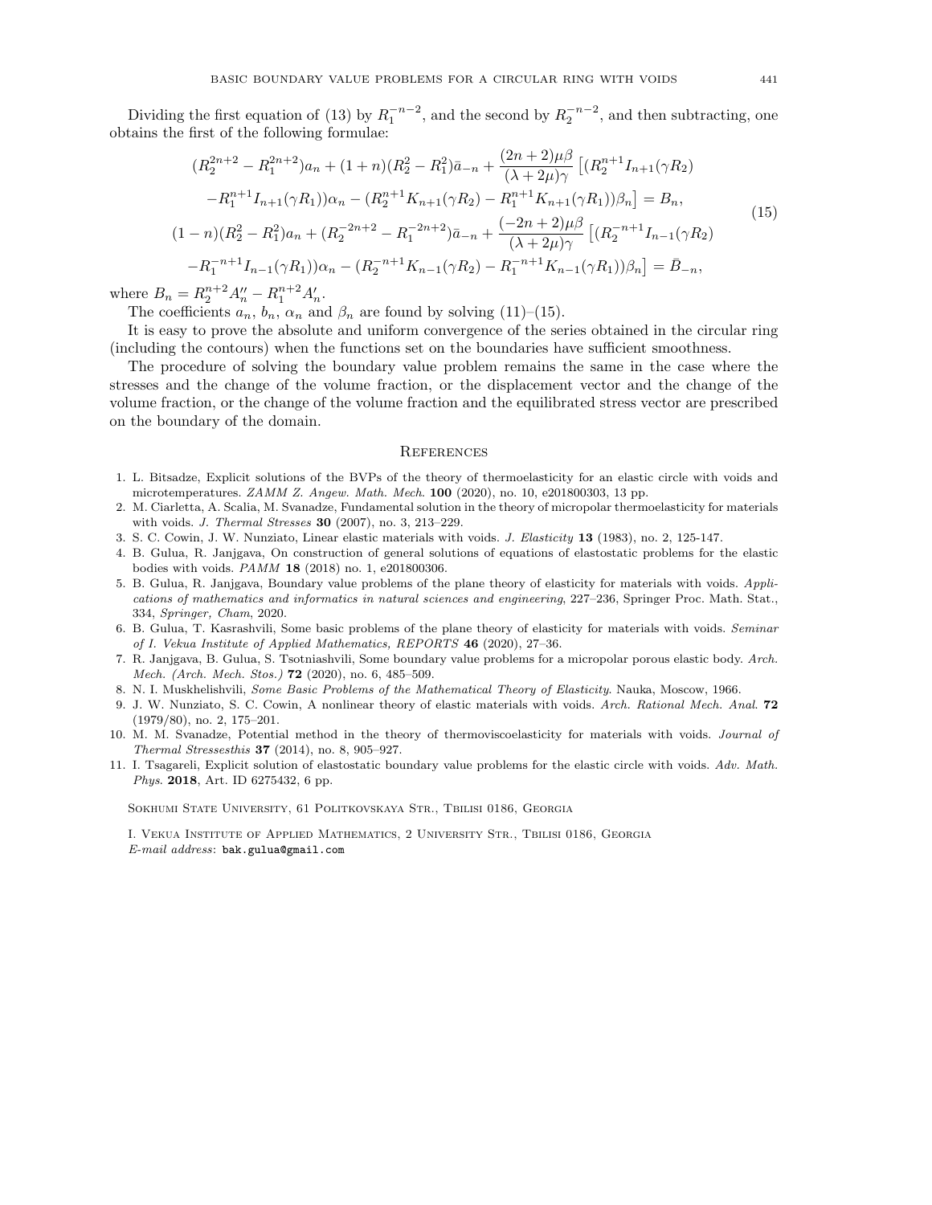Dividing the first equation of (13) by $R_1^{-n-2}$, and the second by $R_2^{-n-2}$, and then subtracting, one obtains the first of the following formulae:

$$
\begin{aligned}
&(R_2^{2n+2} - R_1^{2n+2})a_n + (1+n)(R_2^2 - R_1^2)\bar{a}_{-n} + \frac{(2n+2)\mu\beta}{(\lambda+2\mu)\gamma}\big[(R_2^{n+1}I_{n+1}(\gamma R_2) \\
&\quad - R_1^{n+1}I_{n+1}(\gamma R_1))\alpha_n - (R_2^{n+1}K_{n+1}(\gamma R_2) - R_1^{n+1}K_{n+1}(\gamma R_1))\beta_n\big] = B_n, \\
&(1-n)(R_2^2 - R_1^2)a_n + (R_2^{-2n+2} - R_1^{-2n+2})\bar{a}_{-n} + \frac{(-2n+2)\mu\beta}{(\lambda+2\mu)\gamma}\big[(R_2^{-n+1}I_{n-1}(\gamma R_2) \\
&\quad - R_1^{-n+1}I_{n-1}(\gamma R_1))\alpha_n - (R_2^{-n+1}K_{n-1}(\gamma R_2) - R_1^{-n+1}K_{n-1}(\gamma R_1))\beta_n\big] = \bar{B}_{-n},
\end{aligned}
\tag{15}
$$

where $B_n = R_2^{n+2}A_n'' - R_1^{n+2}A_n'$.

The coefficients $a_n$, $b_n$, $\alpha_n$ and $\beta_n$ are found by solving (11)–(15).

It is easy to prove the absolute and uniform convergence of the series obtained in the circular ring (including the contours) when the functions set on the boundaries have sufficient smoothness.

The procedure of solving the boundary value problem remains the same in the case where the stresses and the change of the volume fraction, or the displacement vector and the change of the volume fraction, or the change of the volume fraction and the equilibrated stress vector are prescribed on the boundary of the domain.

## References

1. L. Bitsadze, Explicit solutions of the BVPs of the theory of thermoelasticity for an elastic circle with voids and microtemperatures. *ZAMM Z. Angew. Math. Mech.* **100** (2020), no. 10, e201800303, 13 pp.
2. M. Ciarletta, A. Scalia, M. Svanadze, Fundamental solution in the theory of micropolar thermoelasticity for materials with voids. *J. Thermal Stresses* **30** (2007), no. 3, 213–229.
3. S. C. Cowin, J. W. Nunziato, Linear elastic materials with voids. *J. Elasticity* **13** (1983), no. 2, 125-147.
4. B. Gulua, R. Janjgava, On construction of general solutions of equations of elastostatic problems for the elastic bodies with voids. *PAMM* **18** (2018) no. 1, e201800306.
5. B. Gulua, R. Janjgava, Boundary value problems of the plane theory of elasticity for materials with voids. *Applications of mathematics and informatics in natural sciences and engineering*, 227–236, Springer Proc. Math. Stat., 334, *Springer, Cham*, 2020.
6. B. Gulua, T. Kasrashvili, Some basic problems of the plane theory of elasticity for materials with voids. *Seminar of I. Vekua Institute of Applied Mathematics, REPORTS* **46** (2020), 27–36.
7. R. Janjgava, B. Gulua, S. Tsotniashvili, Some boundary value problems for a micropolar porous elastic body. *Arch. Mech. (Arch. Mech. Stos.)* **72** (2020), no. 6, 485–509.
8. N. I. Muskhelishvili, *Some Basic Problems of the Mathematical Theory of Elasticity*. Nauka, Moscow, 1966.
9. J. W. Nunziato, S. C. Cowin, A nonlinear theory of elastic materials with voids. *Arch. Rational Mech. Anal.* **72** (1979/80), no. 2, 175–201.
10. M. M. Svanadze, Potential method in the theory of thermoviscoelasticity for materials with voids. *Journal of Thermal Stressesthis* **37** (2014), no. 8, 905–927.
11. I. Tsagareli, Explicit solution of elastostatic boundary value problems for the elastic circle with voids. *Adv. Math. Phys.* **2018**, Art. ID 6275432, 6 pp.

Sokhumi State University, 61 Politkovskaya Str., Tbilisi 0186, Georgia

I. Vekua Institute of Applied Mathematics, 2 University Str., Tbilisi 0186, Georgia
*E-mail address*: bak.gulua@gmail.com